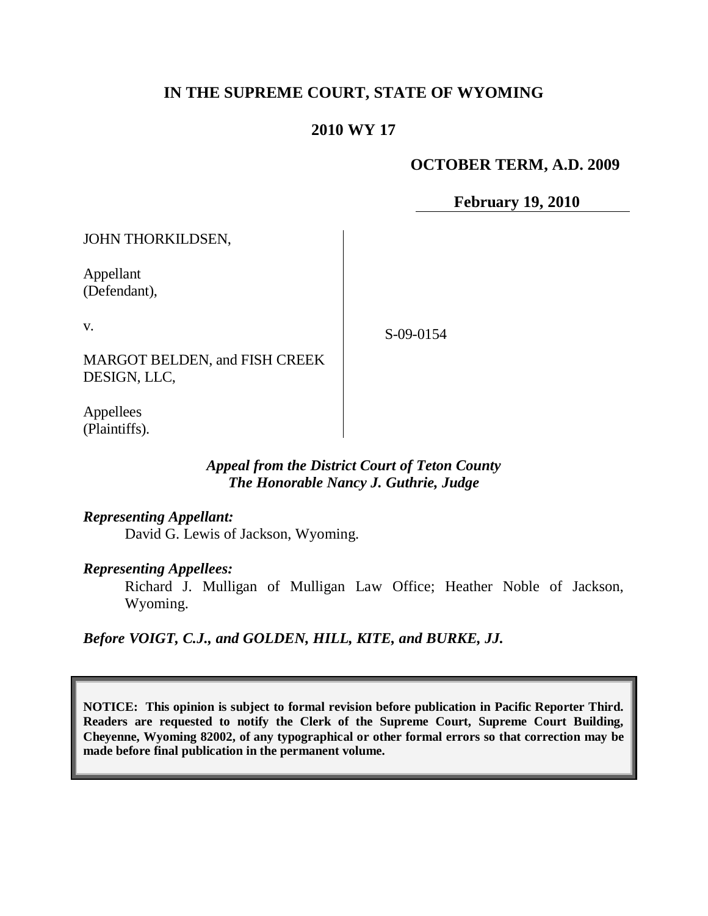# IN THE SUPREME COURT, STATE OF WYOMING

## 2010 WY 17

**OCTOBER TERM, A.D. 2009**

**February 19, 2010**

JOHN THORKILDSEN,

Appellant
(Defendant),

v.

MARGOT BELDEN, and FISH CREEK DESIGN, LLC,

Appellees
(Plaintiffs).

S-09-0154

*Appeal from the District Court of Teton County*
*The Honorable Nancy J. Guthrie, Judge*

*Representing Appellant:*

David G. Lewis of Jackson, Wyoming.

*Representing Appellees:*

Richard J. Mulligan of Mulligan Law Office; Heather Noble of Jackson, Wyoming.

*Before VOIGT, C.J., and GOLDEN, HILL, KITE, and BURKE, JJ.*

**NOTICE: This opinion is subject to formal revision before publication in Pacific Reporter Third. Readers are requested to notify the Clerk of the Supreme Court, Supreme Court Building, Cheyenne, Wyoming 82002, of any typographical or other formal errors so that correction may be made before final publication in the permanent volume.**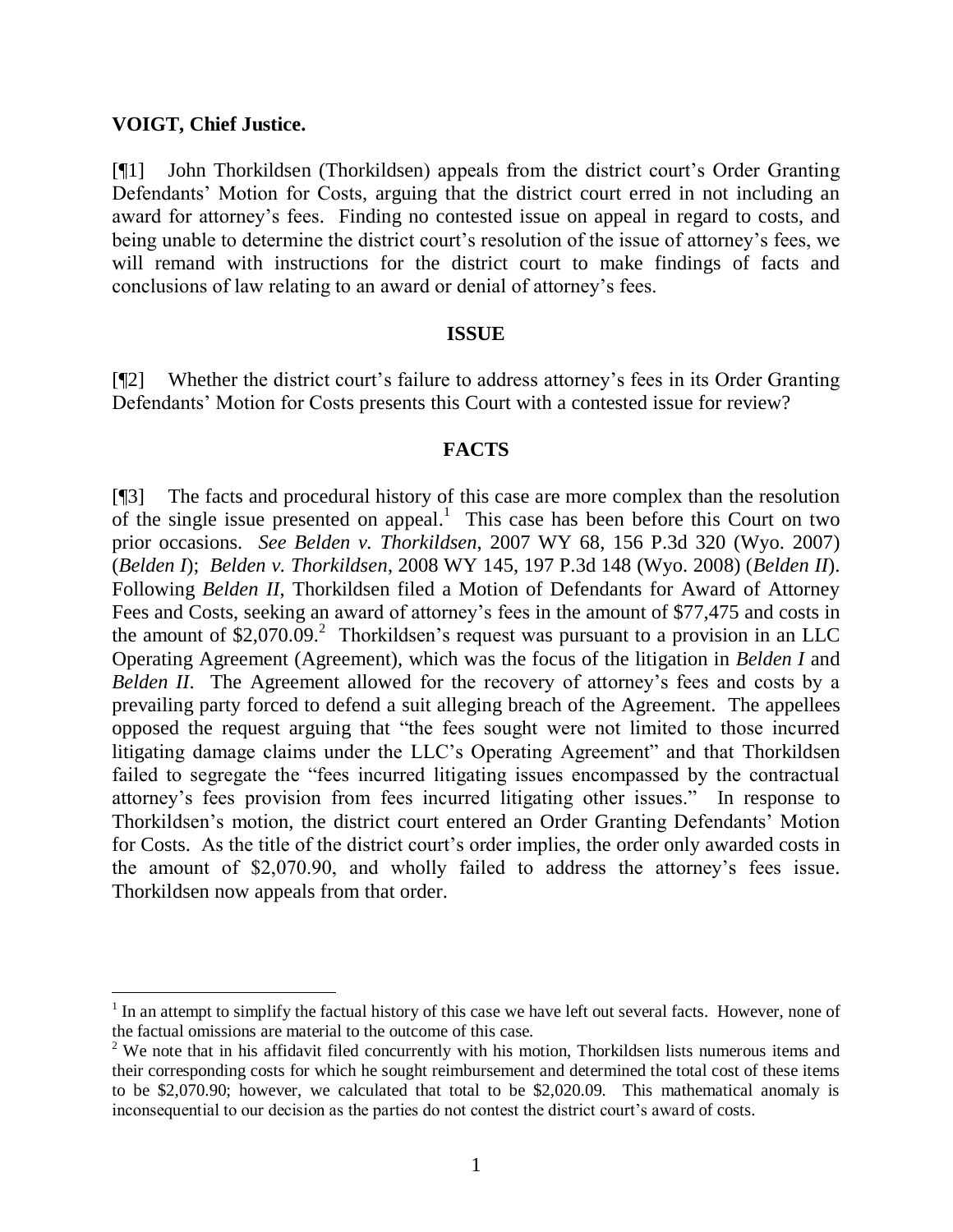**VOIGT, Chief Justice.**

[¶1] John Thorkildsen (Thorkildsen) appeals from the district court's Order Granting Defendants' Motion for Costs, arguing that the district court erred in not including an award for attorney's fees. Finding no contested issue on appeal in regard to costs, and being unable to determine the district court's resolution of the issue of attorney's fees, we will remand with instructions for the district court to make findings of facts and conclusions of law relating to an award or denial of attorney's fees.

## ISSUE

[¶2] Whether the district court's failure to address attorney's fees in its Order Granting Defendants' Motion for Costs presents this Court with a contested issue for review?

## FACTS

[¶3] The facts and procedural history of this case are more complex than the resolution of the single issue presented on appeal.[1] This case has been before this Court on two prior occasions. *See Belden v. Thorkildsen*, 2007 WY 68, 156 P.3d 320 (Wyo. 2007) (*Belden I*); *Belden v. Thorkildsen*, 2008 WY 145, 197 P.3d 148 (Wyo. 2008) (*Belden II*). Following *Belden II*, Thorkildsen filed a Motion of Defendants for Award of Attorney Fees and Costs, seeking an award of attorney's fees in the amount of $77,475 and costs in the amount of $2,070.09.[2] Thorkildsen's request was pursuant to a provision in an LLC Operating Agreement (Agreement), which was the focus of the litigation in *Belden I* and *Belden II*. The Agreement allowed for the recovery of attorney's fees and costs by a prevailing party forced to defend a suit alleging breach of the Agreement. The appellees opposed the request arguing that "the fees sought were not limited to those incurred litigating damage claims under the LLC's Operating Agreement" and that Thorkildsen failed to segregate the "fees incurred litigating issues encompassed by the contractual attorney's fees provision from fees incurred litigating other issues." In response to Thorkildsen's motion, the district court entered an Order Granting Defendants' Motion for Costs. As the title of the district court's order implies, the order only awarded costs in the amount of $2,070.90, and wholly failed to address the attorney's fees issue. Thorkildsen now appeals from that order.

---

[1] In an attempt to simplify the factual history of this case we have left out several facts. However, none of the factual omissions are material to the outcome of this case.

[2] We note that in his affidavit filed concurrently with his motion, Thorkildsen lists numerous items and their corresponding costs for which he sought reimbursement and determined the total cost of these items to be $2,070.90; however, we calculated that total to be $2,020.09. This mathematical anomaly is inconsequential to our decision as the parties do not contest the district court's award of costs.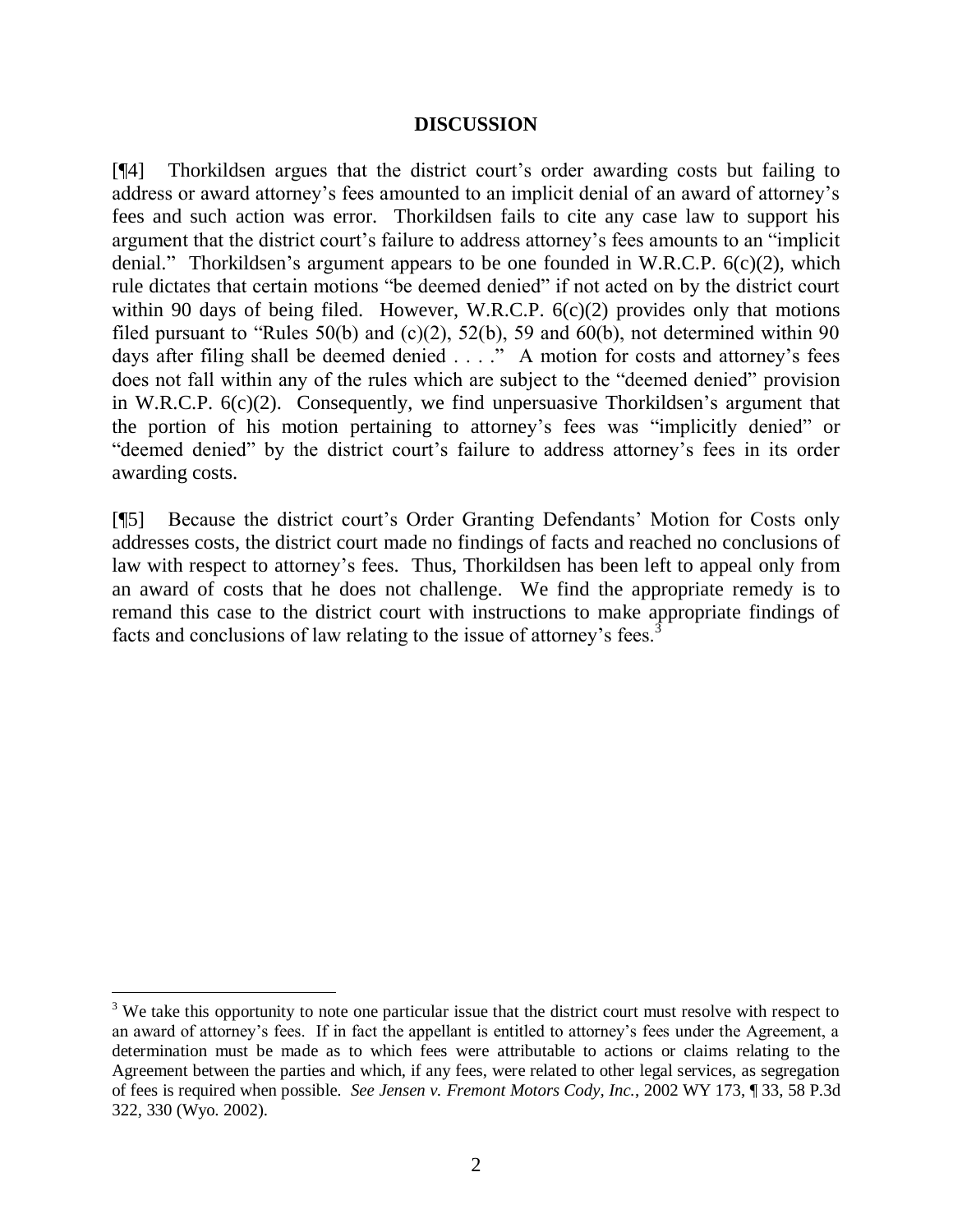## DISCUSSION

[¶4] Thorkildsen argues that the district court's order awarding costs but failing to address or award attorney's fees amounted to an implicit denial of an award of attorney's fees and such action was error. Thorkildsen fails to cite any case law to support his argument that the district court's failure to address attorney's fees amounts to an "implicit denial." Thorkildsen's argument appears to be one founded in W.R.C.P. 6(c)(2), which rule dictates that certain motions "be deemed denied" if not acted on by the district court within 90 days of being filed. However, W.R.C.P. 6(c)(2) provides only that motions filed pursuant to "Rules 50(b) and (c)(2), 52(b), 59 and 60(b), not determined within 90 days after filing shall be deemed denied . . . ." A motion for costs and attorney's fees does not fall within any of the rules which are subject to the "deemed denied" provision in W.R.C.P. 6(c)(2). Consequently, we find unpersuasive Thorkildsen's argument that the portion of his motion pertaining to attorney's fees was "implicitly denied" or "deemed denied" by the district court's failure to address attorney's fees in its order awarding costs.

[¶5] Because the district court's Order Granting Defendants' Motion for Costs only addresses costs, the district court made no findings of facts and reached no conclusions of law with respect to attorney's fees. Thus, Thorkildsen has been left to appeal only from an award of costs that he does not challenge. We find the appropriate remedy is to remand this case to the district court with instructions to make appropriate findings of facts and conclusions of law relating to the issue of attorney's fees.[3]

---

[3] We take this opportunity to note one particular issue that the district court must resolve with respect to an award of attorney's fees. If in fact the appellant is entitled to attorney's fees under the Agreement, a determination must be made as to which fees were attributable to actions or claims relating to the Agreement between the parties and which, if any fees, were related to other legal services, as segregation of fees is required when possible. *See Jensen v. Fremont Motors Cody, Inc.*, 2002 WY 173, ¶ 33, 58 P.3d 322, 330 (Wyo. 2002).